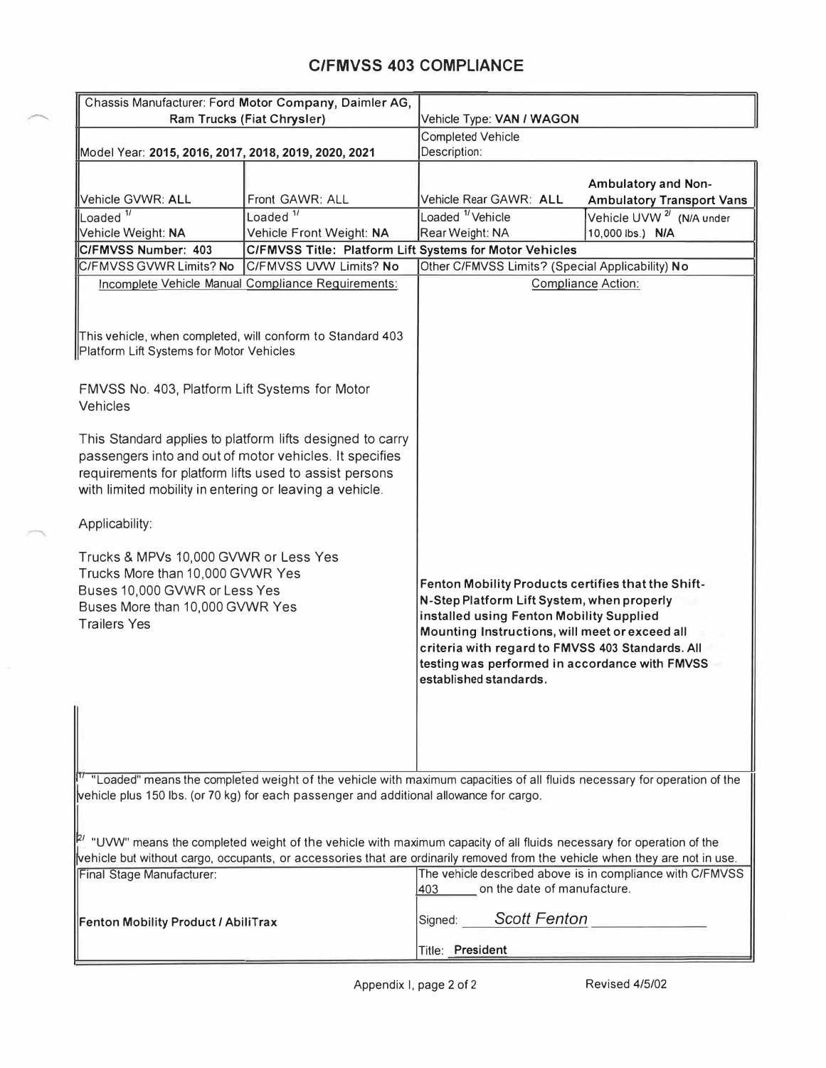# C/FMVSS 403 COMPLIANCE

| Chassis Manufacturer: **Ford Motor Company, Daimler AG, Ram Trucks (Fiat Chrysler)** | | Vehicle Type: **VAN / WAGON** | |
|---|---|---|---|
| Model Year: **2015, 2016, 2017, 2018, 2019, 2020, 2021** | | Completed Vehicle Description: | |
| Vehicle GVWR: **ALL** | Front GAWR: ALL | Vehicle Rear GAWR: **ALL** | **Ambulatory and Non-Ambulatory Transport Vans** |
| Loaded [1/] Vehicle Weight: **NA** | Loaded [1/] Vehicle Front Weight: **NA** | Loaded [1/] Vehicle Rear Weight: NA | Vehicle UVW [2/] (N/A under 10,000 lbs.) **N/A** |
| **C/FMVSS Number: 403** | **C/FMVSS Title: Platform Lift Systems for Motor Vehicles** | | |
| C/FMVSS GVWR Limits? **No** | C/FMVSS UVW Limits? **No** | Other C/FMVSS Limits? (Special Applicability) **No** | |

**Incomplete Vehicle Manual Compliance Requirements:**

This vehicle, when completed, will conform to Standard 403 Platform Lift Systems for Motor Vehicles

FMVSS No. 403, Platform Lift Systems for Motor Vehicles

This Standard applies to platform lifts designed to carry passengers into and out of motor vehicles. It specifies requirements for platform lifts used to assist persons with limited mobility in entering or leaving a vehicle.

Applicability:

Trucks & MPVs 10,000 GVWR or Less Yes
Trucks More than 10,000 GVWR Yes
Buses 10,000 GVWR or Less Yes
Buses More than 10,000 GVWR Yes
Trailers Yes

**Compliance Action:**

**Fenton Mobility Products certifies that the Shift-N-Step Platform Lift System, when properly installed using Fenton Mobility Supplied Mounting Instructions, will meet or exceed all criteria with regard to FMVSS 403 Standards. All testing was performed in accordance with FMVSS established standards.**

[1/] "Loaded" means the completed weight of the vehicle with maximum capacities of all fluids necessary for operation of the vehicle plus 150 lbs. (or 70 kg) for each passenger and additional allowance for cargo.

[2/] "UVW" means the completed weight of the vehicle with maximum capacity of all fluids necessary for operation of the vehicle but without cargo, occupants, or accessories that are ordinarily removed from the vehicle when they are not in use.

| Final Stage Manufacturer: | The vehicle described above is in compliance with C/FMVSS 403 on the date of manufacture. |
|---|---|
| **Fenton Mobility Product / AbiliTrax** | Signed: *Scott Fenton* |
| | Title: **President** |

Appendix I, page 2 of 2 Revised 4/5/02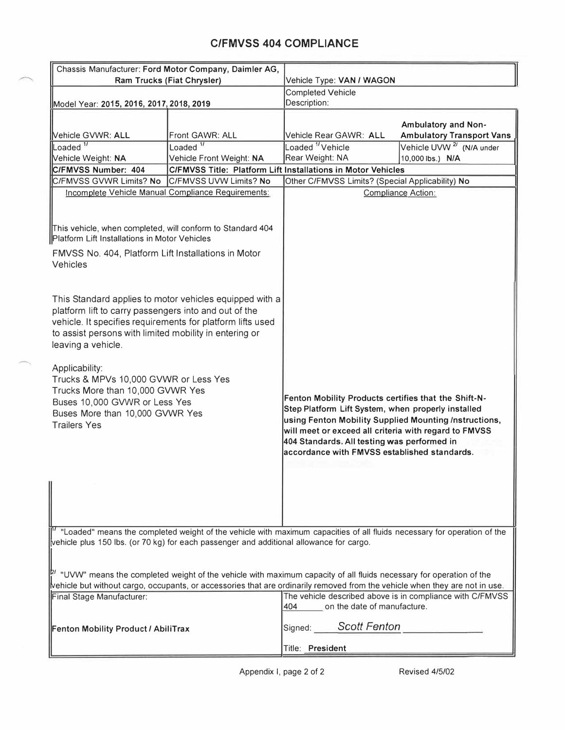# C/FMVSS 404 COMPLIANCE

| | | | |
|---|---|---|---|
| Chassis Manufacturer: **Ford Motor Company, Daimler AG, Ram Trucks (Fiat Chrysler)** | | Vehicle Type: **VAN / WAGON** | |
| Model Year: **2015, 2016, 2017, 2018, 2019** | | Completed Vehicle Description: | |
| Vehicle GVWR: **ALL** | Front GAWR: ALL | Vehicle Rear GAWR: **ALL** | **Ambulatory and Non-Ambulatory Transport Vans** |
| Loaded [1] Vehicle Weight: **NA** | Loaded [1] Vehicle Front Weight: **NA** | Loaded [1] Vehicle Rear Weight: NA | Vehicle UVW [2] (N/A under 10,000 lbs.) **N/A** |
| **C/FMVSS Number: 404** | **C/FMVSS Title: Platform Lift Installations in Motor Vehicles** | | |
| C/FMVSS GVWR Limits? **No** | C/FMVSS UVW Limits? **No** | Other C/FMVSS Limits? (Special Applicability) **No** | |

**Incomplete Vehicle Manual Compliance Requirements:**

This vehicle, when completed, will conform to Standard 404 Platform Lift Installations in Motor Vehicles

FMVSS No. 404, Platform Lift Installations in Motor Vehicles

This Standard applies to motor vehicles equipped with a platform lift to carry passengers into and out of the vehicle. It specifies requirements for platform lifts used to assist persons with limited mobility in entering or leaving a vehicle.

Applicability:
Trucks & MPVs 10,000 GVWR or Less Yes
Trucks More than 10,000 GVWR Yes
Buses 10,000 GVWR or Less Yes
Buses More than 10,000 GVWR Yes
Trailers Yes

**Compliance Action:**

**Fenton Mobility Products certifies that the Shift-N-Step Platform Lift System, when properly installed using Fenton Mobility Supplied Mounting Instructions, will meet or exceed all criteria with regard to FMVSS 404 Standards. All testing was performed in accordance with FMVSS established standards.**

[1] "Loaded" means the completed weight of the vehicle with maximum capacities of all fluids necessary for operation of the vehicle plus 150 lbs. (or 70 kg) for each passenger and additional allowance for cargo.

[2] "UVW" means the completed weight of the vehicle with maximum capacity of all fluids necessary for operation of the vehicle but without cargo, occupants, or accessories that are ordinarily removed from the vehicle when they are not in use.

| | |
|---|---|
| Final Stage Manufacturer: | The vehicle described above is in compliance with C/FMVSS 404 ______ on the date of manufacture. |
| **Fenton Mobility Product / AbiliTrax** | Signed: *Scott Fenton* |
| | Title: **President** |

Appendix I, page 2 of 2 Revised 4/5/02